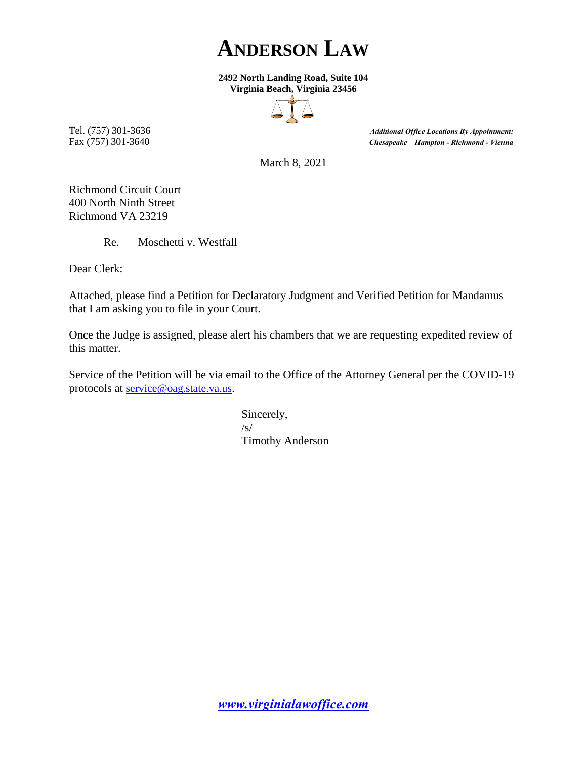# ANDERSON LAW

**2492 North Landing Road, Suite 104**
**Virginia Beach, Virginia 23456**

Tel. (757) 301-3636
Fax (757) 301-3640

***Additional Office Locations By Appointment:***
***Chesapeake – Hampton - Richmond - Vienna***

March 8, 2021

Richmond Circuit Court
400 North Ninth Street
Richmond VA 23219

Re. Moschetti v. Westfall

Dear Clerk:

Attached, please find a Petition for Declaratory Judgment and Verified Petition for Mandamus that I am asking you to file in your Court.

Once the Judge is assigned, please alert his chambers that we are requesting expedited review of this matter.

Service of the Petition will be via email to the Office of the Attorney General per the COVID-19 protocols at service@oag.state.va.us.

Sincerely,
/s/
Timothy Anderson

***www.virginialawoffice.com***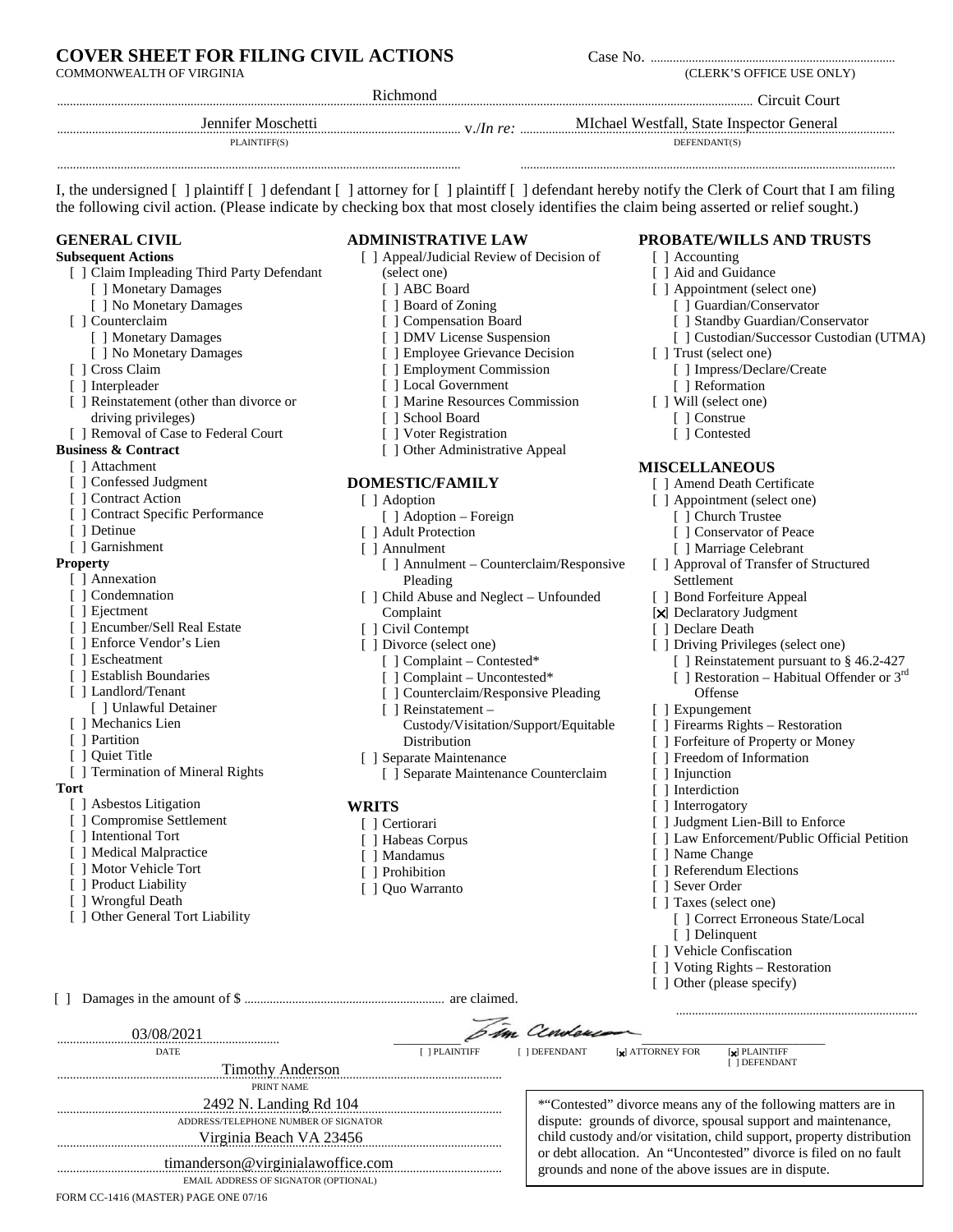# COVER SHEET FOR FILING CIVIL ACTIONS

COMMONWEALTH OF VIRGINIA

Case No. ............................................ (CLERK'S OFFICE USE ONLY)

Richmond Circuit Court

Jennifer Moschetti v./*In re:* MIchael Westfall, State Inspector General

PLAINTIFF(S) DEFENDANT(S)

I, the undersigned [ ] plaintiff [ ] defendant [ ] attorney for [ ] plaintiff [ ] defendant hereby notify the Clerk of Court that I am filing the following civil action. (Please indicate by checking box that most closely identifies the claim being asserted or relief sought.)

## GENERAL CIVIL

**Subsequent Actions**

- [ ] Claim Impleading Third Party Defendant
  - [ ] Monetary Damages
  - [ ] No Monetary Damages
- [ ] Counterclaim
  - [ ] Monetary Damages
  - [ ] No Monetary Damages
- [ ] Cross Claim
- [ ] Interpleader
- [ ] Reinstatement (other than divorce or driving privileges)
- [ ] Removal of Case to Federal Court

**Business & Contract**

- [ ] Attachment
- [ ] Confessed Judgment
- [ ] Contract Action
- [ ] Contract Specific Performance
- [ ] Detinue
- [ ] Garnishment

**Property**

- [ ] Annexation
- [ ] Condemnation
- [ ] Ejectment
- [ ] Encumber/Sell Real Estate
- [ ] Enforce Vendor's Lien
- [ ] Escheatment
- [ ] Establish Boundaries
- [ ] Landlord/Tenant
  - [ ] Unlawful Detainer
- [ ] Mechanics Lien
- [ ] Partition
- [ ] Quiet Title
- [ ] Termination of Mineral Rights

**Tort**

- [ ] Asbestos Litigation
- [ ] Compromise Settlement
- [ ] Intentional Tort
- [ ] Medical Malpractice
- [ ] Motor Vehicle Tort
- [ ] Product Liability
- [ ] Wrongful Death
- [ ] Other General Tort Liability

## ADMINISTRATIVE LAW

- [ ] Appeal/Judicial Review of Decision of (select one)
  - [ ] ABC Board
  - [ ] Board of Zoning
  - [ ] Compensation Board
  - [ ] DMV License Suspension
  - [ ] Employee Grievance Decision
  - [ ] Employment Commission
  - [ ] Local Government
  - [ ] Marine Resources Commission
  - [ ] School Board
  - [ ] Voter Registration
  - [ ] Other Administrative Appeal

## DOMESTIC/FAMILY

- [ ] Adoption
  - [ ] Adoption – Foreign
- [ ] Adult Protection
- [ ] Annulment
  - [ ] Annulment – Counterclaim/Responsive Pleading
- [ ] Child Abuse and Neglect – Unfounded Complaint
- [ ] Civil Contempt
- [ ] Divorce (select one)
  - [ ] Complaint – Contested*
  - [ ] Complaint – Uncontested*
  - [ ] Counterclaim/Responsive Pleading
  - [ ] Reinstatement – Custody/Visitation/Support/Equitable Distribution
- [ ] Separate Maintenance
  - [ ] Separate Maintenance Counterclaim

## WRITS

- [ ] Certiorari
- [ ] Habeas Corpus
- [ ] Mandamus
- [ ] Prohibition
- [ ] Quo Warranto

## PROBATE/WILLS AND TRUSTS

- [ ] Accounting
- [ ] Aid and Guidance
- [ ] Appointment (select one)
  - [ ] Guardian/Conservator
  - [ ] Standby Guardian/Conservator
  - [ ] Custodian/Successor Custodian (UTMA)
- [ ] Trust (select one)
  - [ ] Impress/Declare/Create
  - [ ] Reformation
- [ ] Will (select one)
  - [ ] Construe
  - [ ] Contested

## MISCELLANEOUS

- [ ] Amend Death Certificate
- [ ] Appointment (select one)
  - [ ] Church Trustee
  - [ ] Conservator of Peace
  - [ ] Marriage Celebrant
- [ ] Approval of Transfer of Structured Settlement
- [ ] Bond Forfeiture Appeal
- [X] Declaratory Judgment
- [ ] Declare Death
- [ ] Driving Privileges (select one)
  - [ ] Reinstatement pursuant to § 46.2-427
  - [ ] Restoration – Habitual Offender or 3rd Offense
- [ ] Expungement
- [ ] Firearms Rights – Restoration
- [ ] Forfeiture of Property or Money
- [ ] Freedom of Information
- [ ] Injunction
- [ ] Interdiction
- [ ] Interrogatory
- [ ] Judgment Lien-Bill to Enforce
- [ ] Law Enforcement/Public Official Petition
- [ ] Name Change
- [ ] Referendum Elections
- [ ] Sever Order
- [ ] Taxes (select one)
  - [ ] Correct Erroneous State/Local
  - [ ] Delinquent
- [ ] Vehicle Confiscation
- [ ] Voting Rights – Restoration
- [ ] Other (please specify) ..............................

[ ] Damages in the amount of $ .............................. are claimed.

03/08/2021
DATE

[signature]
[ ] PLAINTIFF [ ] DEFENDANT [X] ATTORNEY FOR [X] PLAINTIFF [ ] DEFENDANT

Timothy Anderson
PRINT NAME

2492 N. Landing Rd 104
Virginia Beach VA 23456
ADDRESS/TELEPHONE NUMBER OF SIGNATOR

timanderson@virginialawoffice.com
EMAIL ADDRESS OF SIGNATOR (OPTIONAL)

*"Contested" divorce means any of the following matters are in dispute: grounds of divorce, spousal support and maintenance, child custody and/or visitation, child support, property distribution or debt allocation. An "Uncontested" divorce is filed on no fault grounds and none of the above issues are in dispute.

FORM CC-1416 (MASTER) PAGE ONE 07/16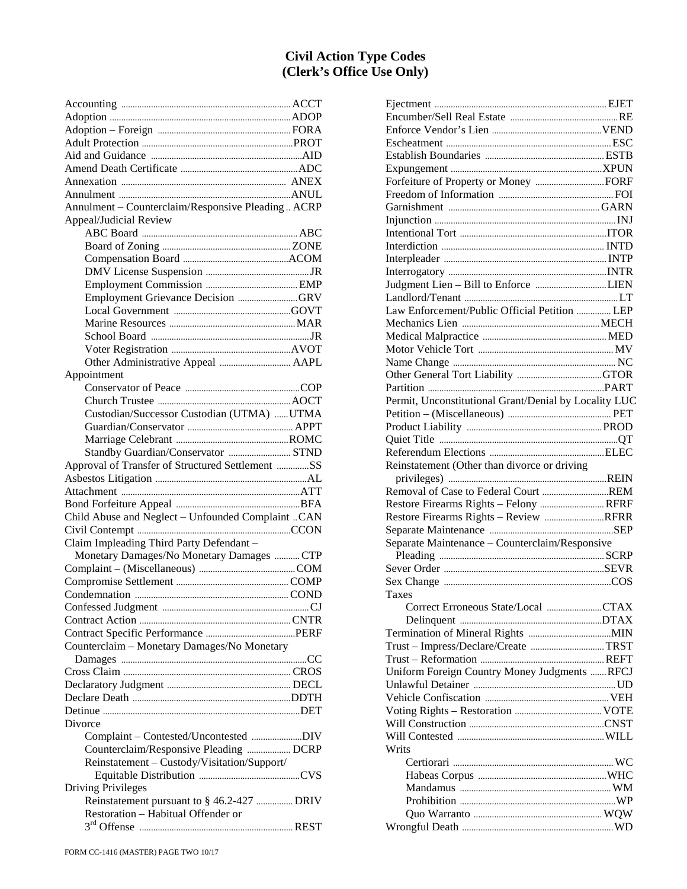# Civil Action Type Codes
## (Clerk's Office Use Only)

- Accounting .......... ACCT
- Adoption .......... ADOP
- Adoption – Foreign .......... FORA
- Adult Protection .......... PROT
- Aid and Guidance .......... AID
- Amend Death Certificate .......... ADC
- Annexation .......... ANEX
- Annulment .......... ANUL
- Annulment – Counterclaim/Responsive Pleading .. ACRP
- Appeal/Judicial Review
  - ABC Board .......... ABC
  - Board of Zoning .......... ZONE
  - Compensation Board .......... ACOM
  - DMV License Suspension .......... JR
  - Employment Commission .......... EMP
  - Employment Grievance Decision .......... GRV
  - Local Government .......... GOVT
  - Marine Resources .......... MAR
  - School Board .......... JR
  - Voter Registration .......... AVOT
  - Other Administrative Appeal .......... AAPL
- Appointment
  - Conservator of Peace .......... COP
  - Church Trustee .......... AOCT
  - Custodian/Successor Custodian (UTMA) .......... UTMA
  - Guardian/Conservator .......... APPT
  - Marriage Celebrant .......... ROMC
  - Standby Guardian/Conservator .......... STND
- Approval of Transfer of Structured Settlement .......... SS
- Asbestos Litigation .......... AL
- Attachment .......... ATT
- Bond Forfeiture Appeal .......... BFA
- Child Abuse and Neglect – Unfounded Complaint .. CAN
- Civil Contempt .......... CCON
- Claim Impleading Third Party Defendant – Monetary Damages/No Monetary Damages .......... CTP
- Complaint – (Miscellaneous) .......... COM
- Compromise Settlement .......... COMP
- Condemnation .......... COND
- Confessed Judgment .......... CJ
- Contract Action .......... CNTR
- Contract Specific Performance .......... PERF
- Counterclaim – Monetary Damages/No Monetary Damages .......... CC
- Cross Claim .......... CROS
- Declaratory Judgment .......... DECL
- Declare Death .......... DDTH
- Detinue .......... DET
- Divorce
  - Complaint – Contested/Uncontested .......... DIV
  - Counterclaim/Responsive Pleading .......... DCRP
  - Reinstatement – Custody/Visitation/Support/ Equitable Distribution .......... CVS
- Driving Privileges
  - Reinstatement pursuant to § 46.2-427 .......... DRIV
  - Restoration – Habitual Offender or 3rd Offense .......... REST
- Ejectment .......... EJET
- Encumber/Sell Real Estate .......... RE
- Enforce Vendor's Lien .......... VEND
- Escheatment .......... ESC
- Establish Boundaries .......... ESTB
- Expungement .......... XPUN
- Forfeiture of Property or Money .......... FORF
- Freedom of Information .......... FOI
- Garnishment .......... GARN
- Injunction .......... INJ
- Intentional Tort .......... ITOR
- Interdiction .......... INTD
- Interpleader .......... INTP
- Interrogatory .......... INTR
- Judgment Lien – Bill to Enforce .......... LIEN
- Landlord/Tenant .......... LT
- Law Enforcement/Public Official Petition .......... LEP
- Mechanics Lien .......... MECH
- Medical Malpractice .......... MED
- Motor Vehicle Tort .......... MV
- Name Change .......... NC
- Other General Tort Liability .......... GTOR
- Partition .......... PART
- Permit, Unconstitutional Grant/Denial by Locality LUC
- Petition – (Miscellaneous) .......... PET
- Product Liability .......... PROD
- Quiet Title .......... QT
- Referendum Elections .......... ELEC
- Reinstatement (Other than divorce or driving privileges) .......... REIN
- Removal of Case to Federal Court .......... REM
- Restore Firearms Rights – Felony .......... RFRF
- Restore Firearms Rights – Review .......... RFRR
- Separate Maintenance .......... SEP
- Separate Maintenance – Counterclaim/Responsive Pleading .......... SCRP
- Sever Order .......... SEVR
- Sex Change .......... COS
- Taxes
  - Correct Erroneous State/Local .......... CTAX
  - Delinquent .......... DTAX
- Termination of Mineral Rights .......... MIN
- Trust – Impress/Declare/Create .......... TRST
- Trust – Reformation .......... REFT
- Uniform Foreign Country Money Judgments .......... RFCJ
- Unlawful Detainer .......... UD
- Vehicle Confiscation .......... VEH
- Voting Rights – Restoration .......... VOTE
- Will Construction .......... CNST
- Will Contested .......... WILL
- Writs
  - Certiorari .......... WC
  - Habeas Corpus .......... WHC
  - Mandamus .......... WM
  - Prohibition .......... WP
  - Quo Warranto .......... WQW
- Wrongful Death .......... WD

FORM CC-1416 (MASTER) PAGE TWO 10/17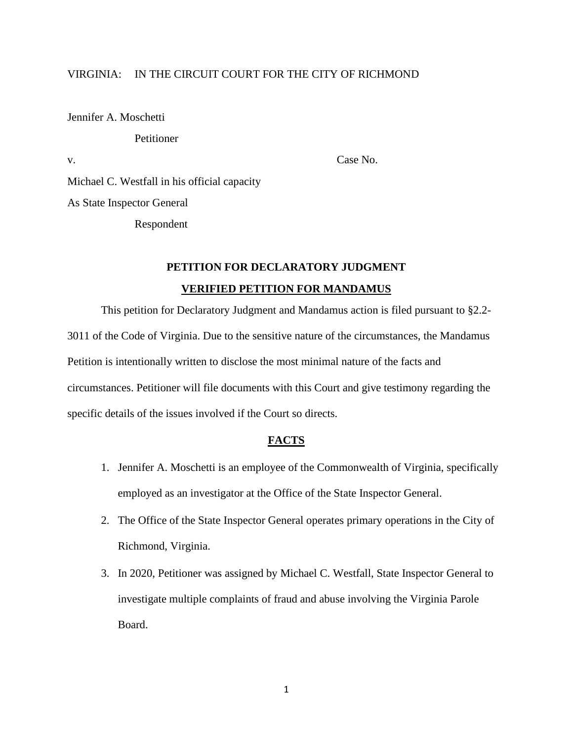VIRGINIA: IN THE CIRCUIT COURT FOR THE CITY OF RICHMOND

Jennifer A. Moschetti

Petitioner

v. Case No.

Michael C. Westfall in his official capacity

As State Inspector General

Respondent

**PETITION FOR DECLARATORY JUDGMENT**

**VERIFIED PETITION FOR MANDAMUS**

This petition for Declaratory Judgment and Mandamus action is filed pursuant to §2.2-3011 of the Code of Virginia. Due to the sensitive nature of the circumstances, the Mandamus Petition is intentionally written to disclose the most minimal nature of the facts and circumstances. Petitioner will file documents with this Court and give testimony regarding the specific details of the issues involved if the Court so directs.

**FACTS**

1. Jennifer A. Moschetti is an employee of the Commonwealth of Virginia, specifically employed as an investigator at the Office of the State Inspector General.
2. The Office of the State Inspector General operates primary operations in the City of Richmond, Virginia.
3. In 2020, Petitioner was assigned by Michael C. Westfall, State Inspector General to investigate multiple complaints of fraud and abuse involving the Virginia Parole Board.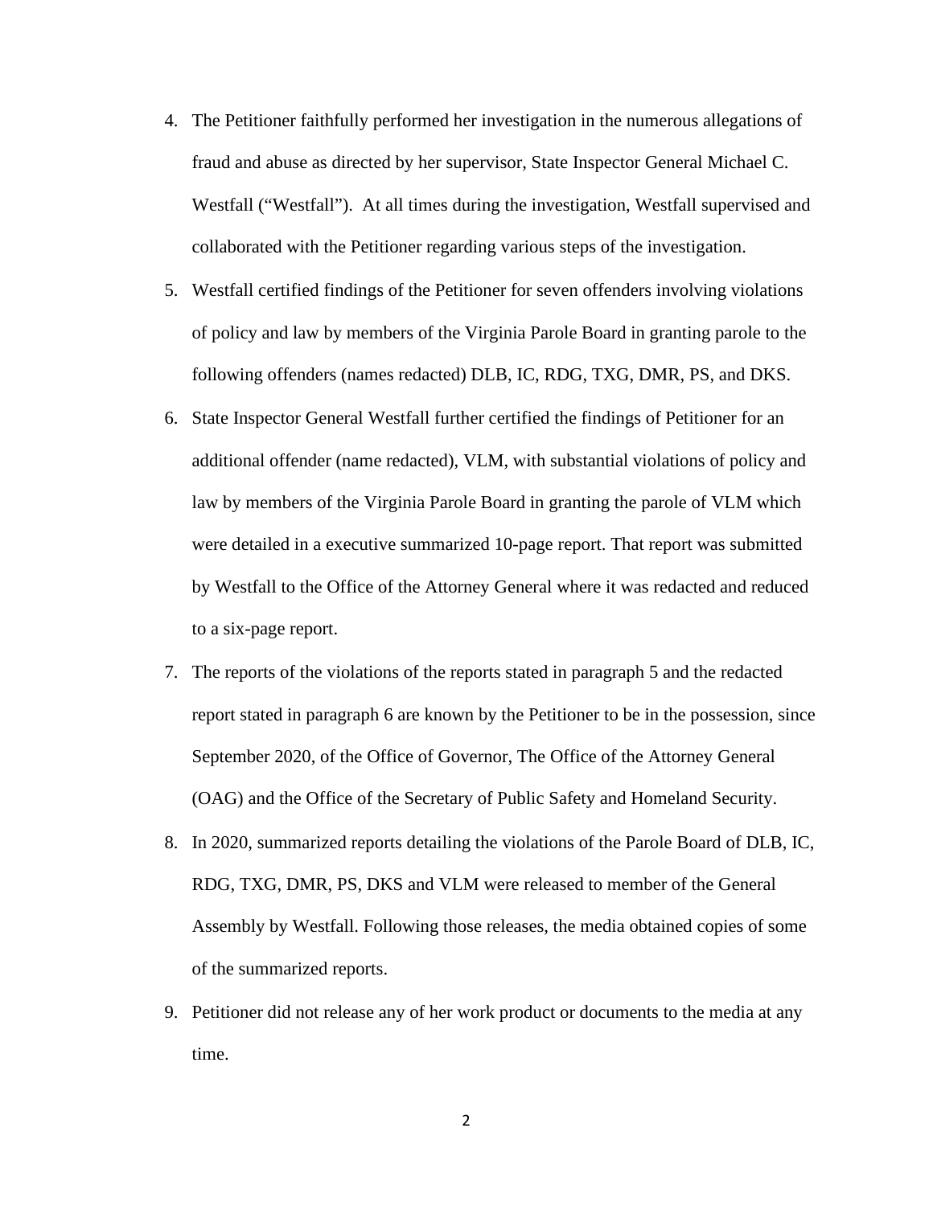4. The Petitioner faithfully performed her investigation in the numerous allegations of fraud and abuse as directed by her supervisor, State Inspector General Michael C. Westfall ("Westfall"). At all times during the investigation, Westfall supervised and collaborated with the Petitioner regarding various steps of the investigation.

5. Westfall certified findings of the Petitioner for seven offenders involving violations of policy and law by members of the Virginia Parole Board in granting parole to the following offenders (names redacted) DLB, IC, RDG, TXG, DMR, PS, and DKS.

6. State Inspector General Westfall further certified the findings of Petitioner for an additional offender (name redacted), VLM, with substantial violations of policy and law by members of the Virginia Parole Board in granting the parole of VLM which were detailed in a executive summarized 10-page report. That report was submitted by Westfall to the Office of the Attorney General where it was redacted and reduced to a six-page report.

7. The reports of the violations of the reports stated in paragraph 5 and the redacted report stated in paragraph 6 are known by the Petitioner to be in the possession, since September 2020, of the Office of Governor, The Office of the Attorney General (OAG) and the Office of the Secretary of Public Safety and Homeland Security.

8. In 2020, summarized reports detailing the violations of the Parole Board of DLB, IC, RDG, TXG, DMR, PS, DKS and VLM were released to member of the General Assembly by Westfall. Following those releases, the media obtained copies of some of the summarized reports.

9. Petitioner did not release any of her work product or documents to the media at any time.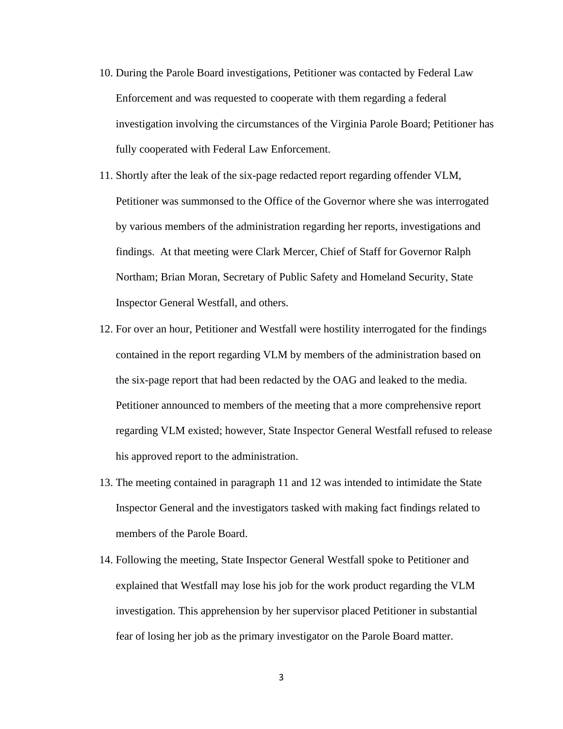10. During the Parole Board investigations, Petitioner was contacted by Federal Law Enforcement and was requested to cooperate with them regarding a federal investigation involving the circumstances of the Virginia Parole Board; Petitioner has fully cooperated with Federal Law Enforcement.

11. Shortly after the leak of the six-page redacted report regarding offender VLM, Petitioner was summonsed to the Office of the Governor where she was interrogated by various members of the administration regarding her reports, investigations and findings. At that meeting were Clark Mercer, Chief of Staff for Governor Ralph Northam; Brian Moran, Secretary of Public Safety and Homeland Security, State Inspector General Westfall, and others.

12. For over an hour, Petitioner and Westfall were hostility interrogated for the findings contained in the report regarding VLM by members of the administration based on the six-page report that had been redacted by the OAG and leaked to the media. Petitioner announced to members of the meeting that a more comprehensive report regarding VLM existed; however, State Inspector General Westfall refused to release his approved report to the administration.

13. The meeting contained in paragraph 11 and 12 was intended to intimidate the State Inspector General and the investigators tasked with making fact findings related to members of the Parole Board.

14. Following the meeting, State Inspector General Westfall spoke to Petitioner and explained that Westfall may lose his job for the work product regarding the VLM investigation. This apprehension by her supervisor placed Petitioner in substantial fear of losing her job as the primary investigator on the Parole Board matter.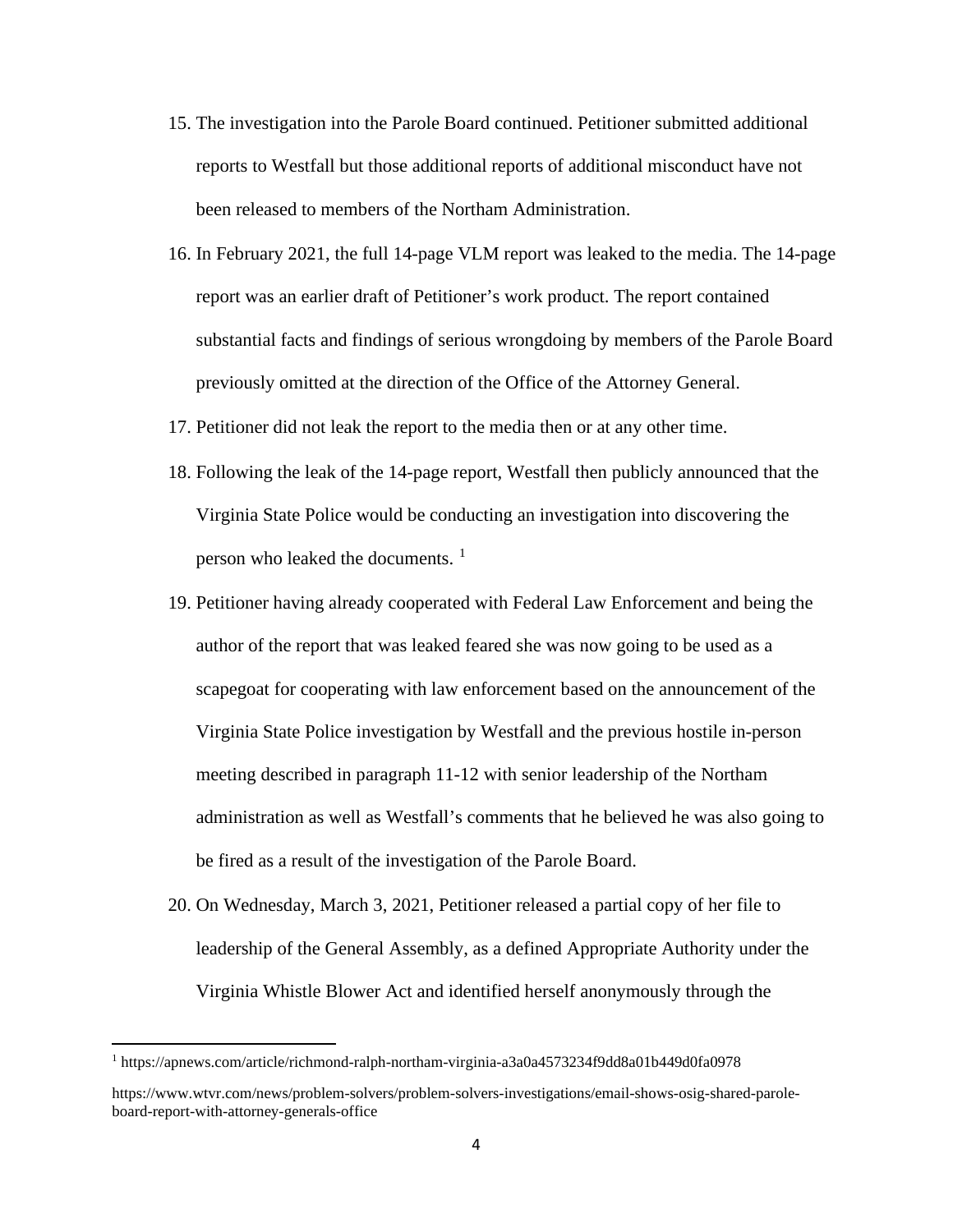15. The investigation into the Parole Board continued. Petitioner submitted additional reports to Westfall but those additional reports of additional misconduct have not been released to members of the Northam Administration.
16. In February 2021, the full 14-page VLM report was leaked to the media. The 14-page report was an earlier draft of Petitioner's work product. The report contained substantial facts and findings of serious wrongdoing by members of the Parole Board previously omitted at the direction of the Office of the Attorney General.
17. Petitioner did not leak the report to the media then or at any other time.
18. Following the leak of the 14-page report, Westfall then publicly announced that the Virginia State Police would be conducting an investigation into discovering the person who leaked the documents. [1]
19. Petitioner having already cooperated with Federal Law Enforcement and being the author of the report that was leaked feared she was now going to be used as a scapegoat for cooperating with law enforcement based on the announcement of the Virginia State Police investigation by Westfall and the previous hostile in-person meeting described in paragraph 11-12 with senior leadership of the Northam administration as well as Westfall's comments that he believed he was also going to be fired as a result of the investigation of the Parole Board.
20. On Wednesday, March 3, 2021, Petitioner released a partial copy of her file to leadership of the General Assembly, as a defined Appropriate Authority under the Virginia Whistle Blower Act and identified herself anonymously through the

---

[1] https://apnews.com/article/richmond-ralph-northam-virginia-a3a0a4573234f9dd8a01b449d0fa0978

https://www.wtvr.com/news/problem-solvers/problem-solvers-investigations/email-shows-osig-shared-parole-board-report-with-attorney-generals-office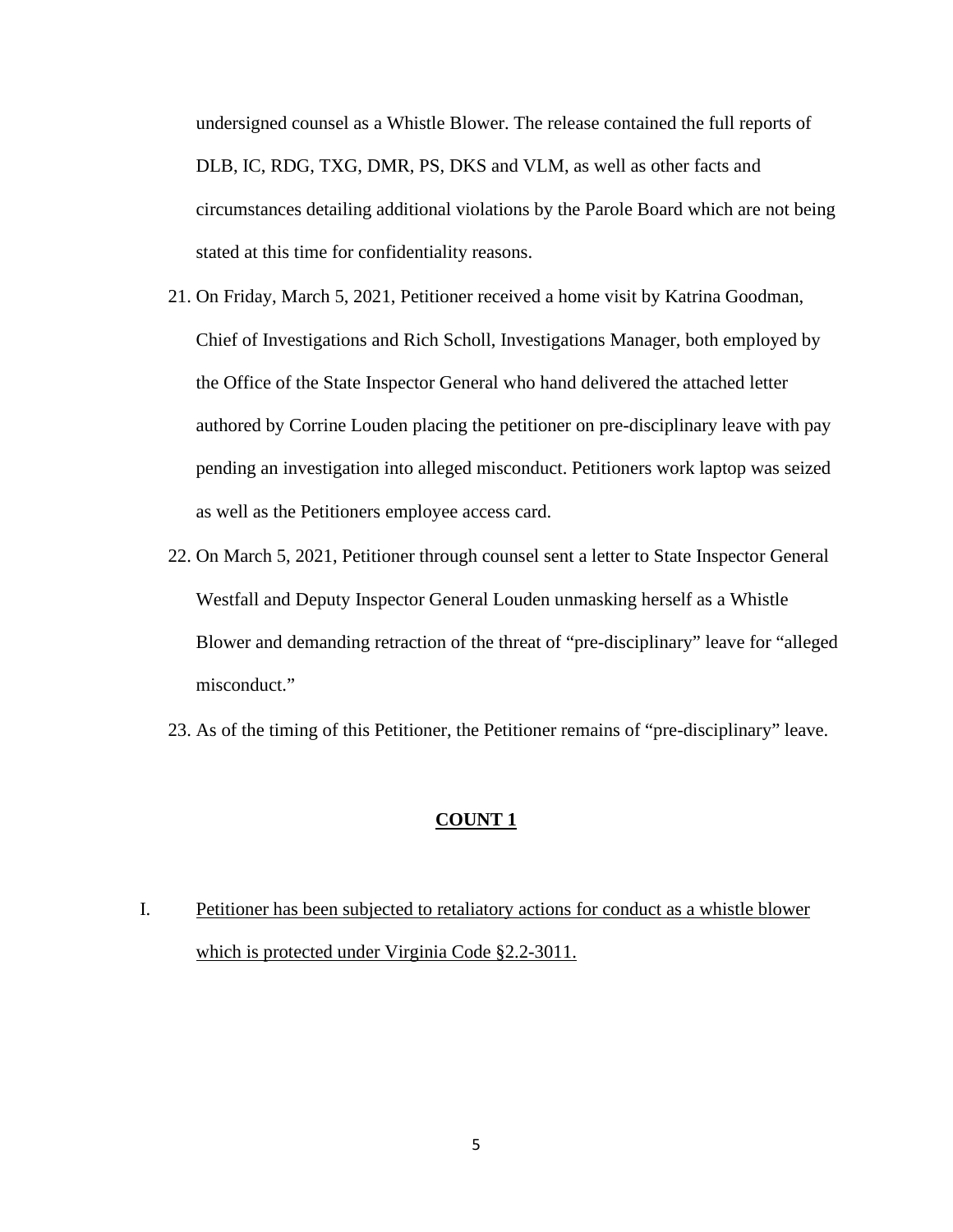undersigned counsel as a Whistle Blower. The release contained the full reports of DLB, IC, RDG, TXG, DMR, PS, DKS and VLM, as well as other facts and circumstances detailing additional violations by the Parole Board which are not being stated at this time for confidentiality reasons.

21. On Friday, March 5, 2021, Petitioner received a home visit by Katrina Goodman, Chief of Investigations and Rich Scholl, Investigations Manager, both employed by the Office of the State Inspector General who hand delivered the attached letter authored by Corrine Louden placing the petitioner on pre-disciplinary leave with pay pending an investigation into alleged misconduct. Petitioners work laptop was seized as well as the Petitioners employee access card.

22. On March 5, 2021, Petitioner through counsel sent a letter to State Inspector General Westfall and Deputy Inspector General Louden unmasking herself as a Whistle Blower and demanding retraction of the threat of "pre-disciplinary" leave for "alleged misconduct."

23. As of the timing of this Petitioner, the Petitioner remains of "pre-disciplinary" leave.

## COUNT 1

I. Petitioner has been subjected to retaliatory actions for conduct as a whistle blower which is protected under Virginia Code §2.2-3011.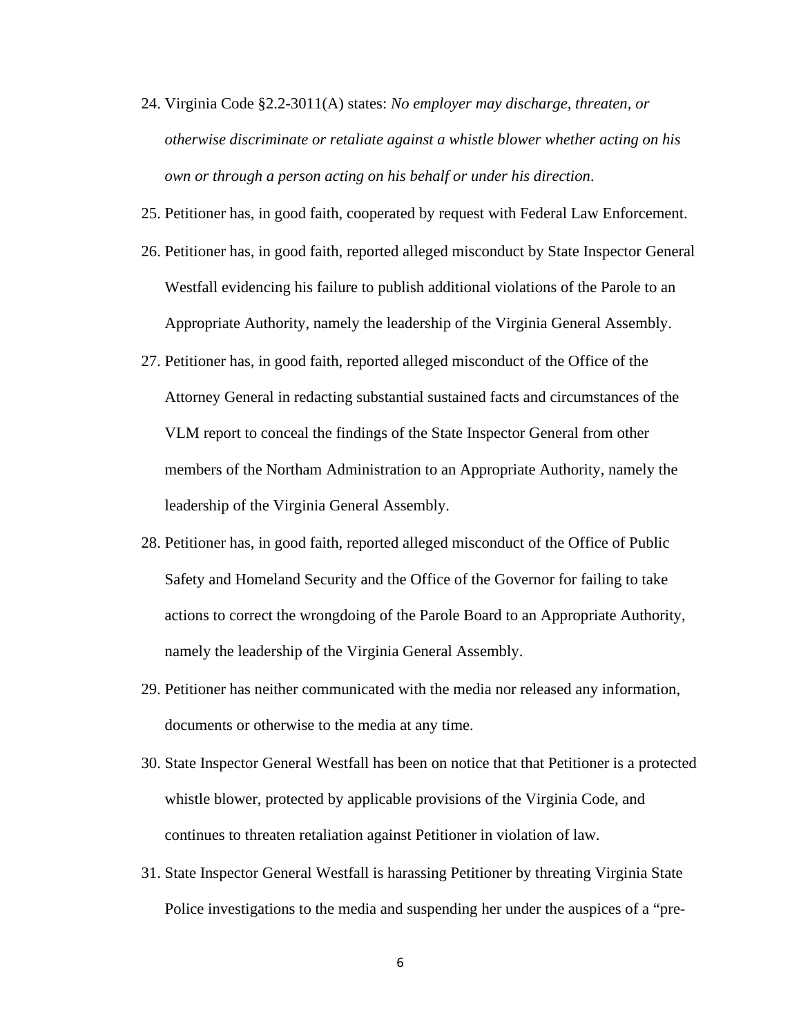24. Virginia Code §2.2-3011(A) states: *No employer may discharge, threaten, or otherwise discriminate or retaliate against a whistle blower whether acting on his own or through a person acting on his behalf or under his direction*.
25. Petitioner has, in good faith, cooperated by request with Federal Law Enforcement.
26. Petitioner has, in good faith, reported alleged misconduct by State Inspector General Westfall evidencing his failure to publish additional violations of the Parole to an Appropriate Authority, namely the leadership of the Virginia General Assembly.
27. Petitioner has, in good faith, reported alleged misconduct of the Office of the Attorney General in redacting substantial sustained facts and circumstances of the VLM report to conceal the findings of the State Inspector General from other members of the Northam Administration to an Appropriate Authority, namely the leadership of the Virginia General Assembly.
28. Petitioner has, in good faith, reported alleged misconduct of the Office of Public Safety and Homeland Security and the Office of the Governor for failing to take actions to correct the wrongdoing of the Parole Board to an Appropriate Authority, namely the leadership of the Virginia General Assembly.
29. Petitioner has neither communicated with the media nor released any information, documents or otherwise to the media at any time.
30. State Inspector General Westfall has been on notice that that Petitioner is a protected whistle blower, protected by applicable provisions of the Virginia Code, and continues to threaten retaliation against Petitioner in violation of law.
31. State Inspector General Westfall is harassing Petitioner by threating Virginia State Police investigations to the media and suspending her under the auspices of a "pre-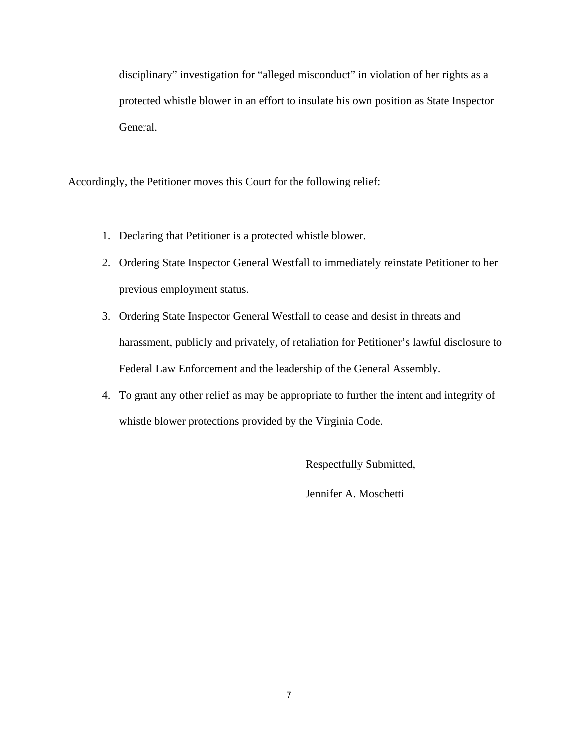disciplinary" investigation for "alleged misconduct" in violation of her rights as a protected whistle blower in an effort to insulate his own position as State Inspector General.

Accordingly, the Petitioner moves this Court for the following relief:

1. Declaring that Petitioner is a protected whistle blower.
2. Ordering State Inspector General Westfall to immediately reinstate Petitioner to her previous employment status.
3. Ordering State Inspector General Westfall to cease and desist in threats and harassment, publicly and privately, of retaliation for Petitioner's lawful disclosure to Federal Law Enforcement and the leadership of the General Assembly.
4. To grant any other relief as may be appropriate to further the intent and integrity of whistle blower protections provided by the Virginia Code.

Respectfully Submitted,

Jennifer A. Moschetti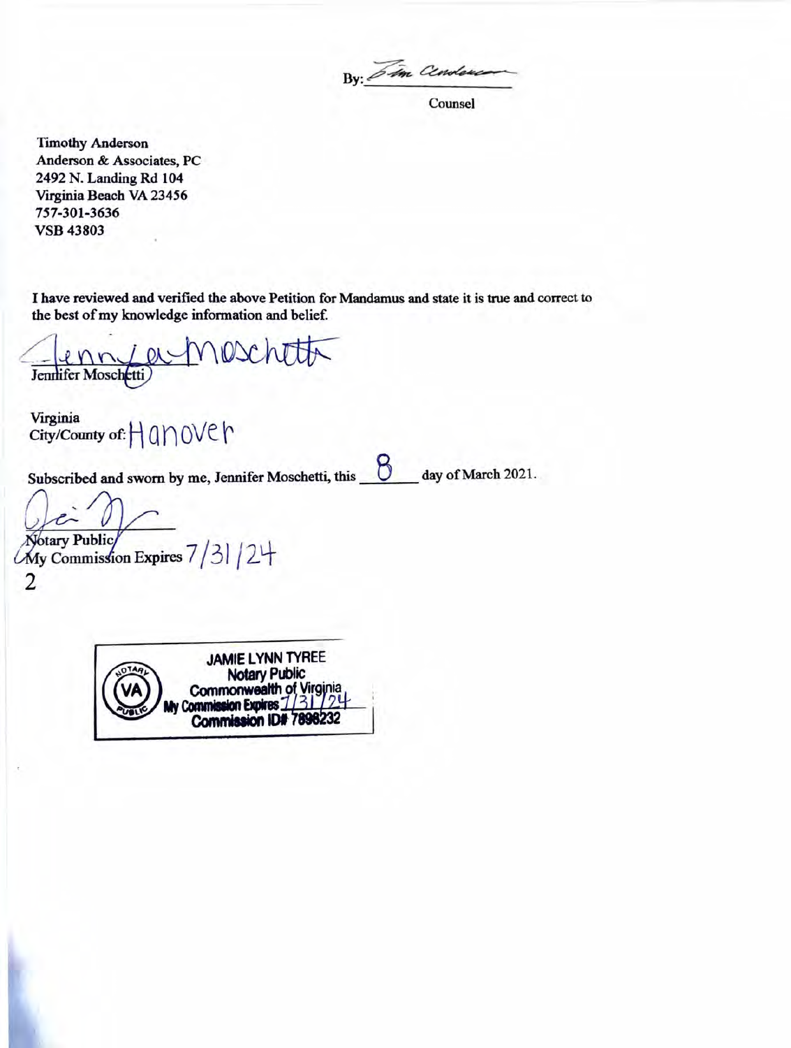By: *Tim Anderson*

Counsel

Timothy Anderson
Anderson & Associates, PC
2492 N. Landing Rd 104
Virginia Beach VA 23456
757-301-3636
VSB 43803

**I have reviewed and verified the above Petition for Mandamus and state it is true and correct to the best of my knowledge information and belief.**

*Jennifer Moschetti*
Jennifer Moschetti

Virginia
City/County of: Hanover

Subscribed and sworn by me, Jennifer Moschetti, this 8 day of March 2021.

Notary Public
My Commission Expires 7/31/24

2

JAMIE LYNN TYREE
Notary Public
Commonwealth of Virginia
My Commission Expires 7/31/24
Commission ID# 7898232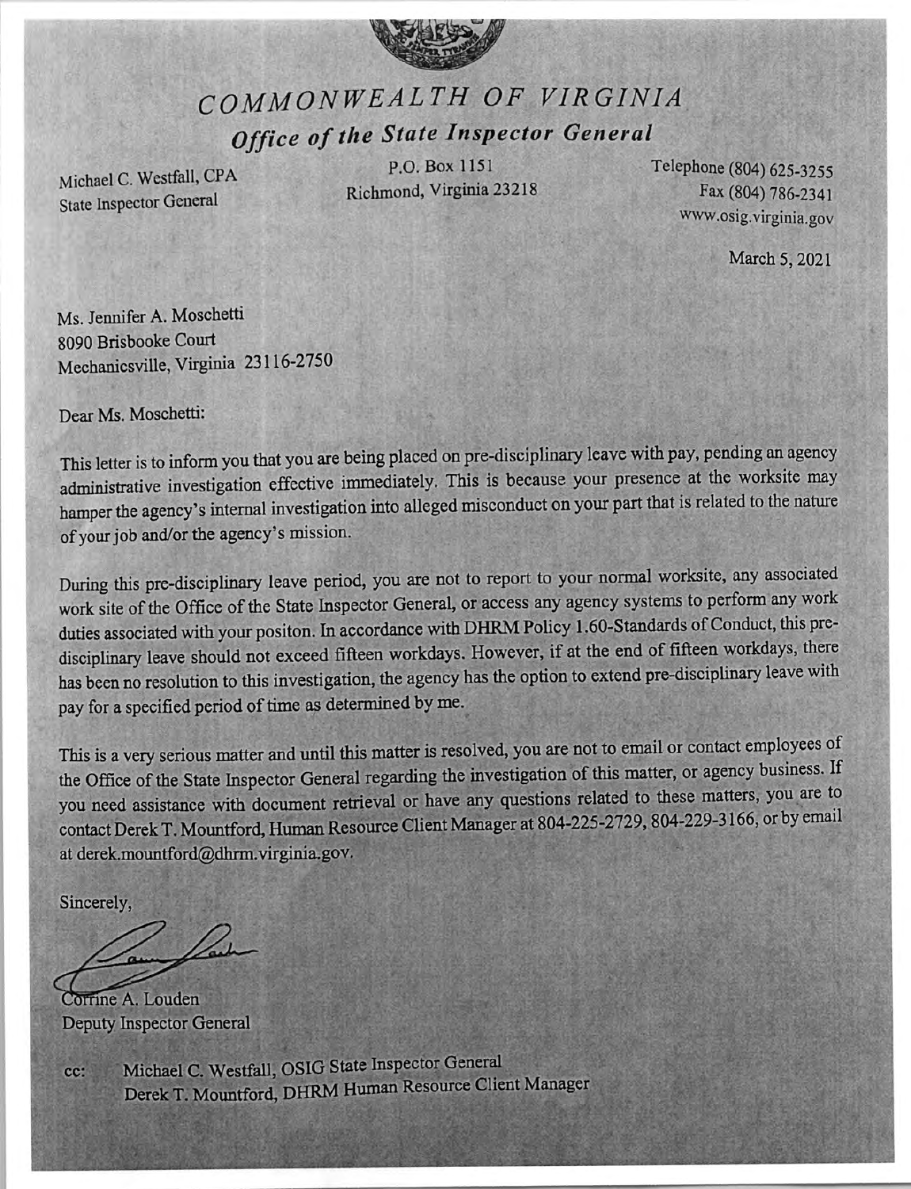# COMMONWEALTH OF VIRGINIA

## *Office of the State Inspector General*

Michael C. Westfall, CPA
State Inspector General

P.O. Box 1151
Richmond, Virginia 23218

Telephone (804) 625-3255
Fax (804) 786-2341
www.osig.virginia.gov

March 5, 2021

Ms. Jennifer A. Moschetti
8090 Brisbooke Court
Mechanicsville, Virginia 23116-2750

Dear Ms. Moschetti:

This letter is to inform you that you are being placed on pre-disciplinary leave with pay, pending an agency administrative investigation effective immediately. This is because your presence at the worksite may hamper the agency's internal investigation into alleged misconduct on your part that is related to the nature of your job and/or the agency's mission.

During this pre-disciplinary leave period, you are not to report to your normal worksite, any associated work site of the Office of the State Inspector General, or access any agency systems to perform any work duties associated with your positon. In accordance with DHRM Policy 1.60-Standards of Conduct, this pre-disciplinary leave should not exceed fifteen workdays. However, if at the end of fifteen workdays, there has been no resolution to this investigation, the agency has the option to extend pre-disciplinary leave with pay for a specified period of time as determined by me.

This is a very serious matter and until this matter is resolved, you are not to email or contact employees of the Office of the State Inspector General regarding the investigation of this matter, or agency business. If you need assistance with document retrieval or have any questions related to these matters, you are to contact Derek T. Mountford, Human Resource Client Manager at 804-225-2729, 804-229-3166, or by email at derek.mountford@dhrm.virginia.gov.

Sincerely,

Corrine A. Louden
Deputy Inspector General

cc: Michael C. Westfall, OSIG State Inspector General
Derek T. Mountford, DHRM Human Resource Client Manager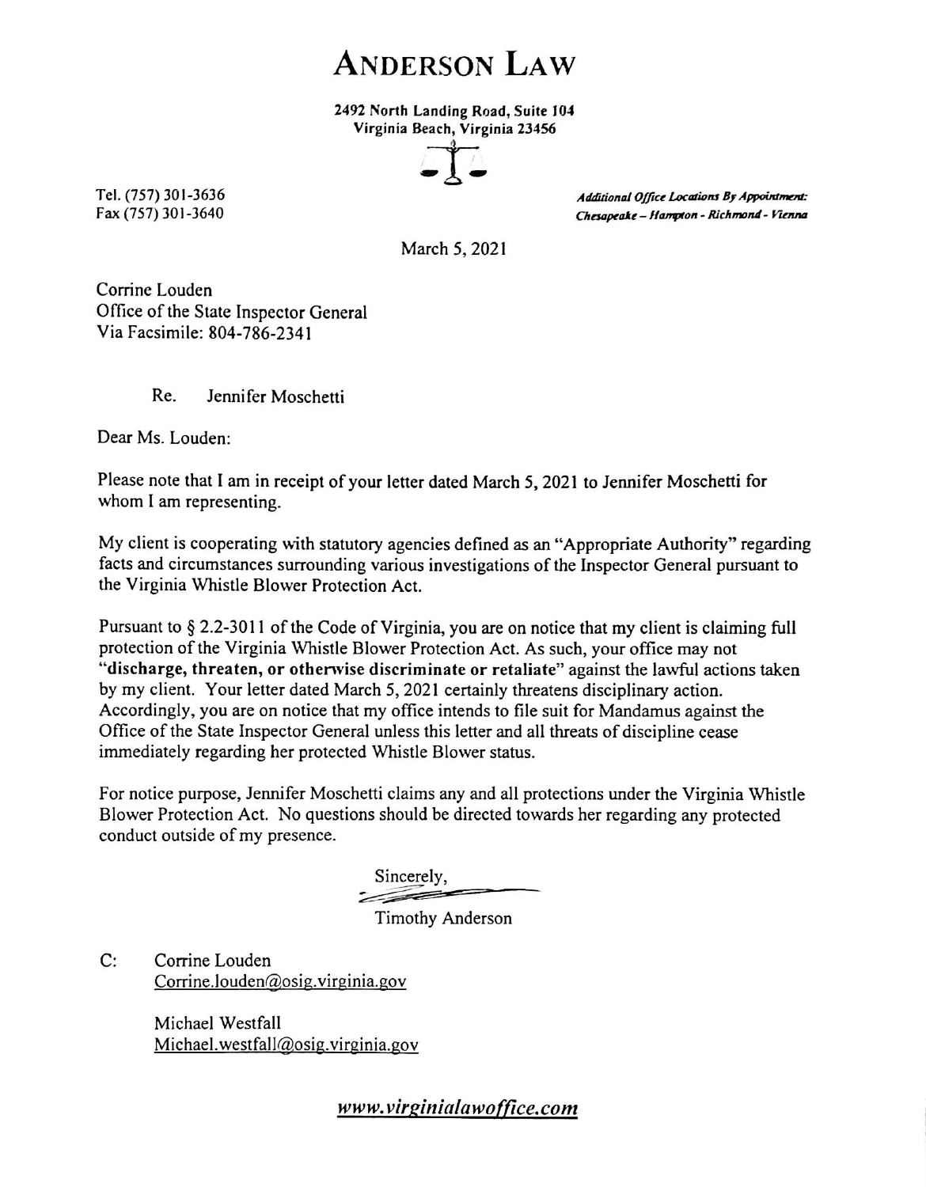# ANDERSON LAW

**2492 North Landing Road, Suite 104**
**Virginia Beach, Virginia 23456**

Tel. (757) 301-3636
Fax (757) 301-3640

***Additional Office Locations By Appointment:***
***Chesapeake – Hampton - Richmond - Vienna***

March 5, 2021

Corrine Louden
Office of the State Inspector General
Via Facsimile: 804-786-2341

Re. Jennifer Moschetti

Dear Ms. Louden:

Please note that I am in receipt of your letter dated March 5, 2021 to Jennifer Moschetti for whom I am representing.

My client is cooperating with statutory agencies defined as an "Appropriate Authority" regarding facts and circumstances surrounding various investigations of the Inspector General pursuant to the Virginia Whistle Blower Protection Act.

Pursuant to § 2.2-3011 of the Code of Virginia, you are on notice that my client is claiming full protection of the Virginia Whistle Blower Protection Act. As such, your office may not "**discharge, threaten, or otherwise discriminate or retaliate**" against the lawful actions taken by my client. Your letter dated March 5, 2021 certainly threatens disciplinary action. Accordingly, you are on notice that my office intends to file suit for Mandamus against the Office of the State Inspector General unless this letter and all threats of discipline cease immediately regarding her protected Whistle Blower status.

For notice purpose, Jennifer Moschetti claims any and all protections under the Virginia Whistle Blower Protection Act. No questions should be directed towards her regarding any protected conduct outside of my presence.

Sincerely,

Timothy Anderson

C: Corrine Louden
Corrine.louden@osig.virginia.gov

Michael Westfall
Michael.westfall@osig.virginia.gov

***www.virginialawoffice.com***